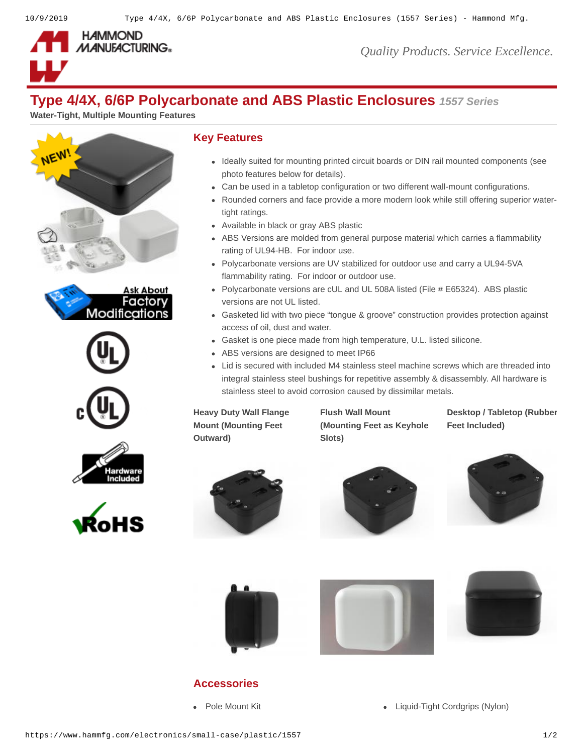# Type 4/4X, 6/6P Polycarbonate and ABS Plastic Enclosures *1557 Series*

**Water-Tight, Multiple Mounting Features**

Ask About Factory Modifications

Hardware Included

RoHS

## Key Features

- Ideally suited for mounting printed circuit boards or DIN rail mounted components (see photo features below for details).
- Can be used in a tabletop configuration or two different wall-mount configurations.
- Rounded corners and face provide a more modern look while still offering superior water-tight ratings.
- Available in black or gray ABS plastic
- ABS Versions are molded from general purpose material which carries a flammability rating of UL94-HB. For indoor use.
- Polycarbonate versions are UV stabilized for outdoor use and carry a UL94-5VA flammability rating. For indoor or outdoor use.
- Polycarbonate versions are cUL and UL 508A listed (File # E65324). ABS plastic versions are not UL listed.
- Gasketed lid with two piece “tongue & groove” construction provides protection against access of oil, dust and water.
- Gasket is one piece made from high temperature, U.L. listed silicone.
- ABS versions are designed to meet IP66
- Lid is secured with included M4 stainless steel machine screws which are threaded into integral stainless steel bushings for repetitive assembly & disassembly. All hardware is stainless steel to avoid corrosion caused by dissimilar metals.

**Heavy Duty Wall Flange Mount (Mounting Feet Outward)**

**Flush Wall Mount (Mounting Feet as Keyhole Slots)**

**Desktop / Tabletop (Rubber Feet Included)**

## Accessories

- Pole Mount Kit
- Liquid-Tight Cordgrips (Nylon)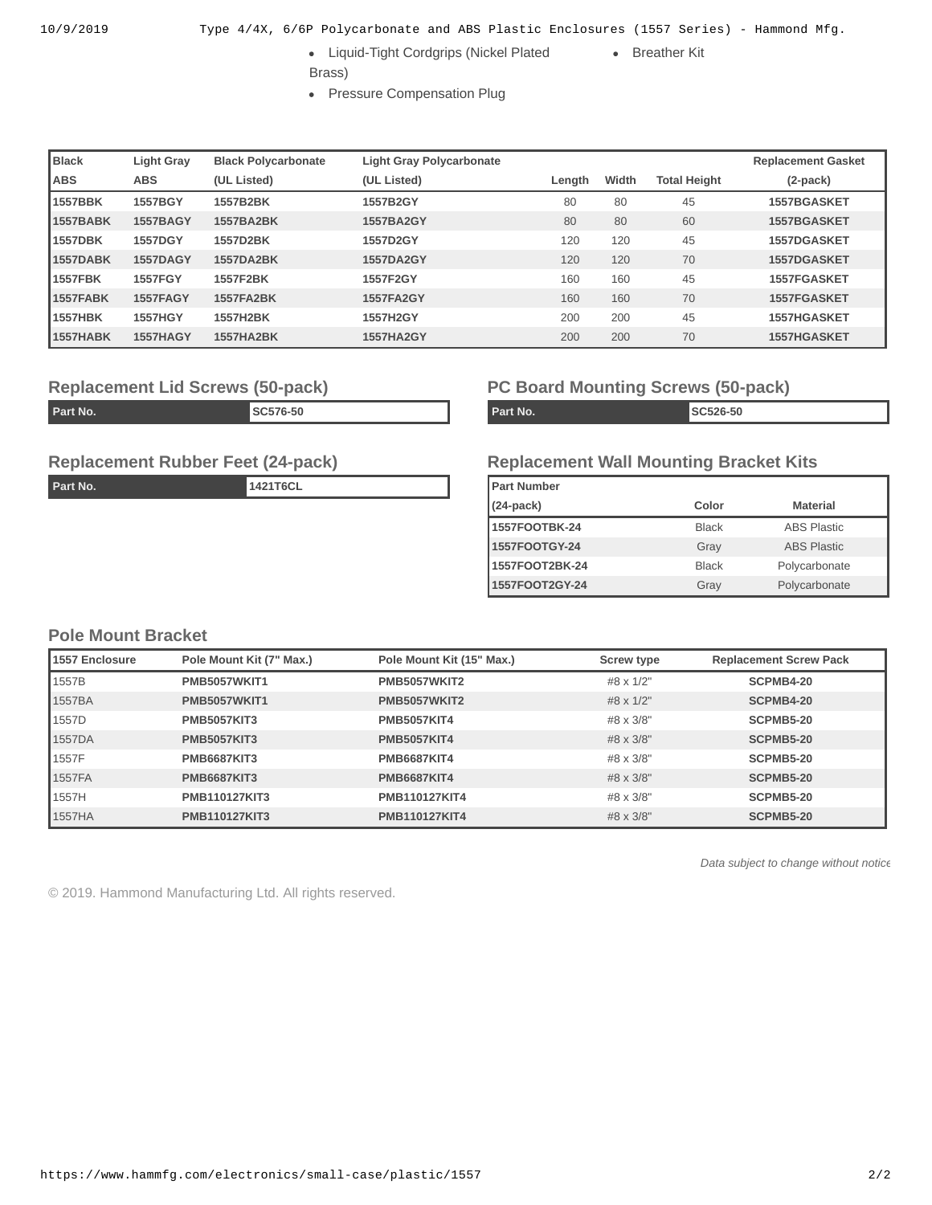- Liquid-Tight Cordgrips (Nickel Plated Brass)
- Pressure Compensation Plug
- Breather Kit

| Black ABS | Light Gray ABS | Black Polycarbonate (UL Listed) | Light Gray Polycarbonate (UL Listed) | Length | Width | Total Height | Replacement Gasket (2-pack) |
|---|---|---|---|---|---|---|---|
| 1557BBK | 1557BGY | 1557B2BK | 1557B2GY | 80 | 80 | 45 | 1557BGASKET |
| 1557BABK | 1557BAGY | 1557BA2BK | 1557BA2GY | 80 | 80 | 60 | 1557BGASKET |
| 1557DBK | 1557DGY | 1557D2BK | 1557D2GY | 120 | 120 | 45 | 1557DGASKET |
| 1557DABK | 1557DAGY | 1557DA2BK | 1557DA2GY | 120 | 120 | 70 | 1557DGASKET |
| 1557FBK | 1557FGY | 1557F2BK | 1557F2GY | 160 | 160 | 45 | 1557FGASKET |
| 1557FABK | 1557FAGY | 1557FA2BK | 1557FA2GY | 160 | 160 | 70 | 1557FGASKET |
| 1557HBK | 1557HGY | 1557H2BK | 1557H2GY | 200 | 200 | 45 | 1557HGASKET |
| 1557HABK | 1557HAGY | 1557HA2BK | 1557HA2GY | 200 | 200 | 70 | 1557HGASKET |

## Replacement Lid Screws (50-pack)

| Part No. | SC576-50 |
|---|---|

## PC Board Mounting Screws (50-pack)

| Part No. | SC526-50 |
|---|---|

## Replacement Rubber Feet (24-pack)

| Part No. | 1421T6CL |
|---|---|

## Replacement Wall Mounting Bracket Kits

| Part Number (24-pack) | Color | Material |
|---|---|---|
| 1557FOOTBK-24 | Black | ABS Plastic |
| 1557FOOTGY-24 | Gray | ABS Plastic |
| 1557FOOT2BK-24 | Black | Polycarbonate |
| 1557FOOT2GY-24 | Gray | Polycarbonate |

## Pole Mount Bracket

| 1557 Enclosure | Pole Mount Kit (7" Max.) | Pole Mount Kit (15" Max.) | Screw type | Replacement Screw Pack |
|---|---|---|---|---|
| 1557B | PMB5057WKIT1 | PMB5057WKIT2 | #8 x 1/2" | SCPMB4-20 |
| 1557BA | PMB5057WKIT1 | PMB5057WKIT2 | #8 x 1/2" | SCPMB4-20 |
| 1557D | PMB5057KIT3 | PMB5057KIT4 | #8 x 3/8" | SCPMB5-20 |
| 1557DA | PMB5057KIT3 | PMB5057KIT4 | #8 x 3/8" | SCPMB5-20 |
| 1557F | PMB6687KIT3 | PMB6687KIT4 | #8 x 3/8" | SCPMB5-20 |
| 1557FA | PMB6687KIT3 | PMB6687KIT4 | #8 x 3/8" | SCPMB5-20 |
| 1557H | PMB110127KIT3 | PMB110127KIT4 | #8 x 3/8" | SCPMB5-20 |
| 1557HA | PMB110127KIT3 | PMB110127KIT4 | #8 x 3/8" | SCPMB5-20 |

*Data subject to change without notice*

© 2019. Hammond Manufacturing Ltd. All rights reserved.